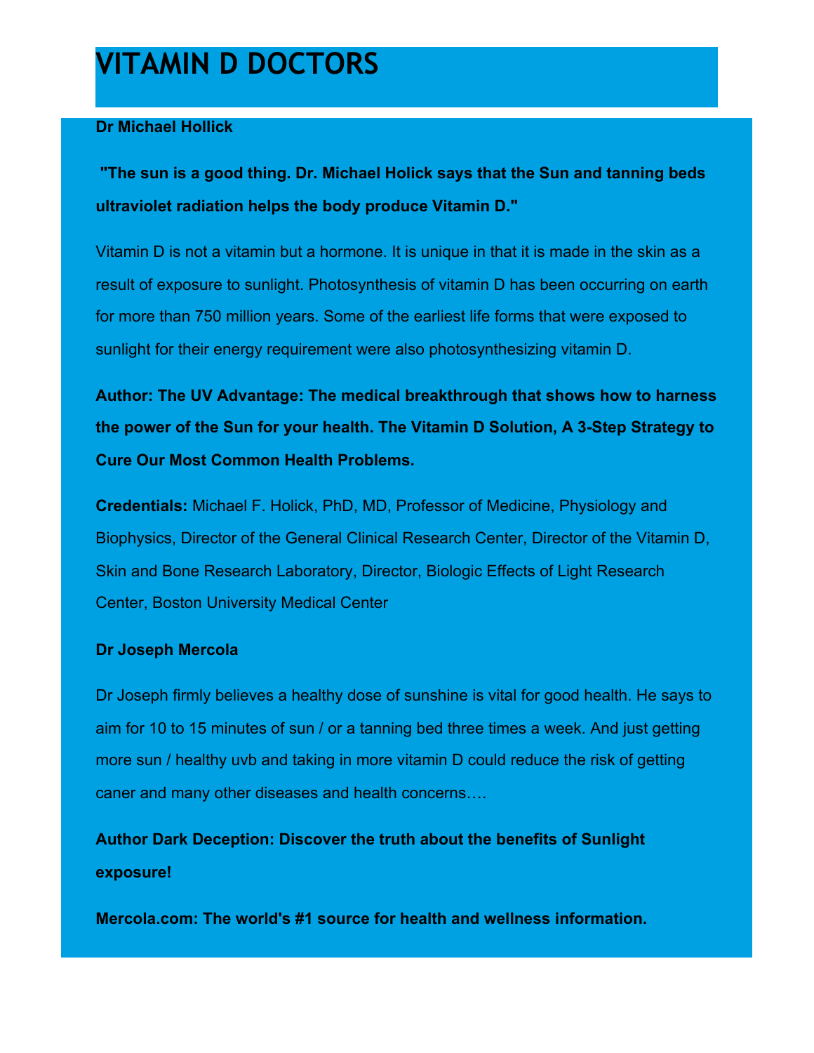# VITAMIN D DOCTORS

**Dr Michael Hollick**

**"The sun is a good thing. Dr. Michael Holick says that the Sun and tanning beds ultraviolet radiation helps the body produce Vitamin D."**

Vitamin D is not a vitamin but a hormone. It is unique in that it is made in the skin as a result of exposure to sunlight. Photosynthesis of vitamin D has been occurring on earth for more than 750 million years. Some of the earliest life forms that were exposed to sunlight for their energy requirement were also photosynthesizing vitamin D.

**Author: The UV Advantage: The medical breakthrough that shows how to harness the power of the Sun for your health. The Vitamin D Solution, A 3-Step Strategy to Cure Our Most Common Health Problems.**

**Credentials:** Michael F. Holick, PhD, MD, Professor of Medicine, Physiology and Biophysics, Director of the General Clinical Research Center, Director of the Vitamin D, Skin and Bone Research Laboratory, Director, Biologic Effects of Light Research Center, Boston University Medical Center

**Dr Joseph Mercola**

Dr Joseph firmly believes a healthy dose of sunshine is vital for good health. He says to aim for 10 to 15 minutes of sun / or a tanning bed three times a week. And just getting more sun / healthy uvb and taking in more vitamin D could reduce the risk of getting caner and many other diseases and health concerns….

**Author Dark Deception: Discover the truth about the benefits of Sunlight exposure!**

**Mercola.com: The world's #1 source for health and wellness information.**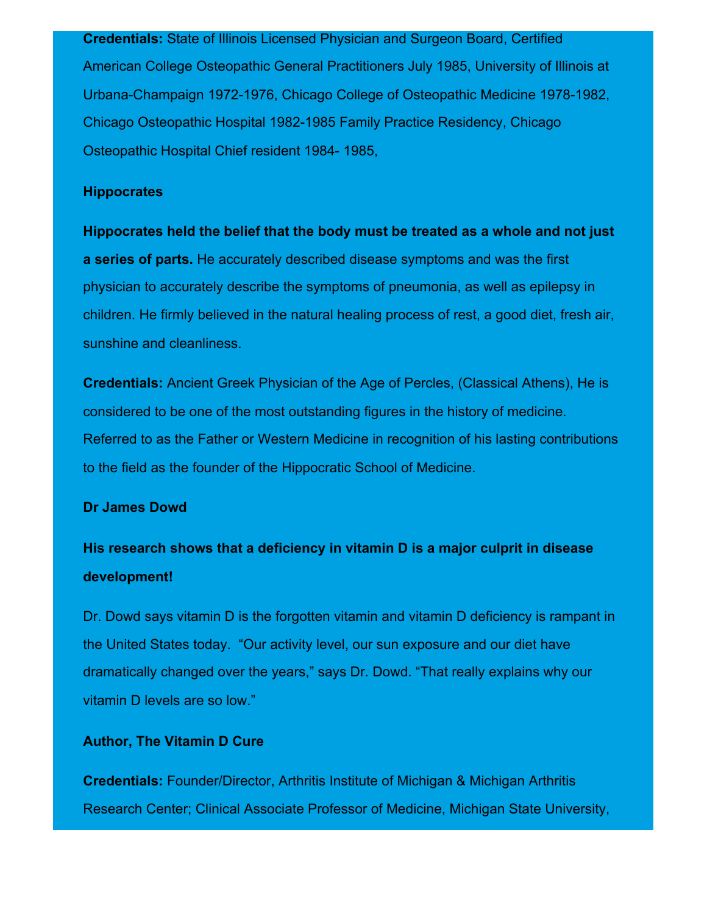**Credentials:** State of Illinois Licensed Physician and Surgeon Board, Certified American College Osteopathic General Practitioners July 1985, University of Illinois at Urbana-Champaign 1972-1976, Chicago College of Osteopathic Medicine 1978-1982, Chicago Osteopathic Hospital 1982-1985 Family Practice Residency, Chicago Osteopathic Hospital Chief resident 1984- 1985,

**Hippocrates**

**Hippocrates held the belief that the body must be treated as a whole and not just a series of parts.** He accurately described disease symptoms and was the first physician to accurately describe the symptoms of pneumonia, as well as epilepsy in children. He firmly believed in the natural healing process of rest, a good diet, fresh air, sunshine and cleanliness.

**Credentials:** Ancient Greek Physician of the Age of Percles, (Classical Athens), He is considered to be one of the most outstanding figures in the history of medicine. Referred to as the Father or Western Medicine in recognition of his lasting contributions to the field as the founder of the Hippocratic School of Medicine.

**Dr James Dowd**

**His research shows that a deficiency in vitamin D is a major culprit in disease development!**

Dr. Dowd says vitamin D is the forgotten vitamin and vitamin D deficiency is rampant in the United States today. "Our activity level, our sun exposure and our diet have dramatically changed over the years," says Dr. Dowd. "That really explains why our vitamin D levels are so low."

**Author, The Vitamin D Cure**

**Credentials:** Founder/Director, Arthritis Institute of Michigan & Michigan Arthritis Research Center; Clinical Associate Professor of Medicine, Michigan State University,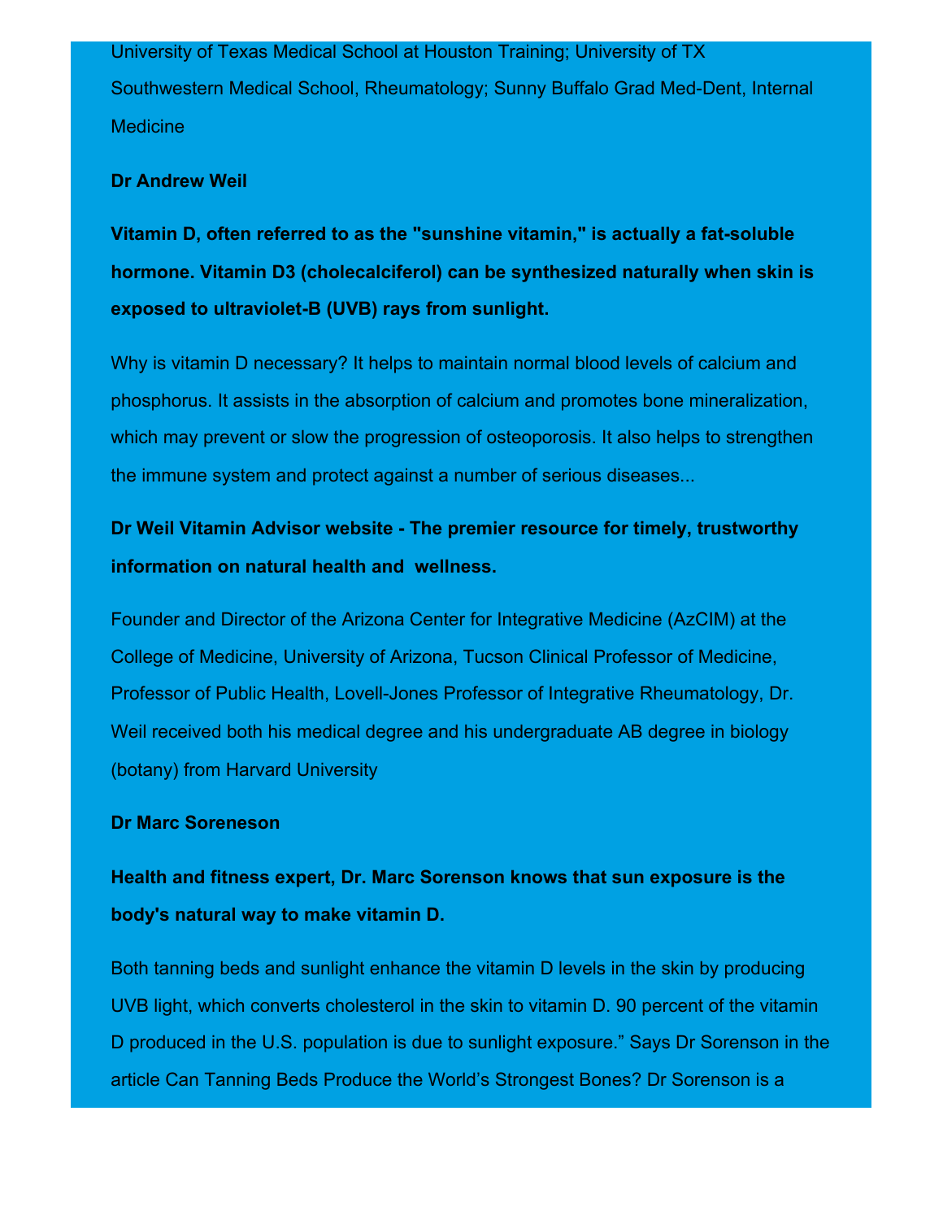University of Texas Medical School at Houston Training; University of TX Southwestern Medical School, Rheumatology; Sunny Buffalo Grad Med-Dent, Internal Medicine

**Dr Andrew Weil**

**Vitamin D, often referred to as the "sunshine vitamin," is actually a fat-soluble hormone. Vitamin D3 (cholecalciferol) can be synthesized naturally when skin is exposed to ultraviolet-B (UVB) rays from sunlight.**

Why is vitamin D necessary? It helps to maintain normal blood levels of calcium and phosphorus. It assists in the absorption of calcium and promotes bone mineralization, which may prevent or slow the progression of osteoporosis. It also helps to strengthen the immune system and protect against a number of serious diseases...

**Dr Weil Vitamin Advisor website - The premier resource for timely, trustworthy information on natural health and wellness.**

Founder and Director of the Arizona Center for Integrative Medicine (AzCIM) at the College of Medicine, University of Arizona, Tucson Clinical Professor of Medicine, Professor of Public Health, Lovell-Jones Professor of Integrative Rheumatology, Dr. Weil received both his medical degree and his undergraduate AB degree in biology (botany) from Harvard University

**Dr Marc Soreneson**

**Health and fitness expert, Dr. Marc Sorenson knows that sun exposure is the body's natural way to make vitamin D.**

Both tanning beds and sunlight enhance the vitamin D levels in the skin by producing UVB light, which converts cholesterol in the skin to vitamin D. 90 percent of the vitamin D produced in the U.S. population is due to sunlight exposure." Says Dr Sorenson in the article Can Tanning Beds Produce the World's Strongest Bones? Dr Sorenson is a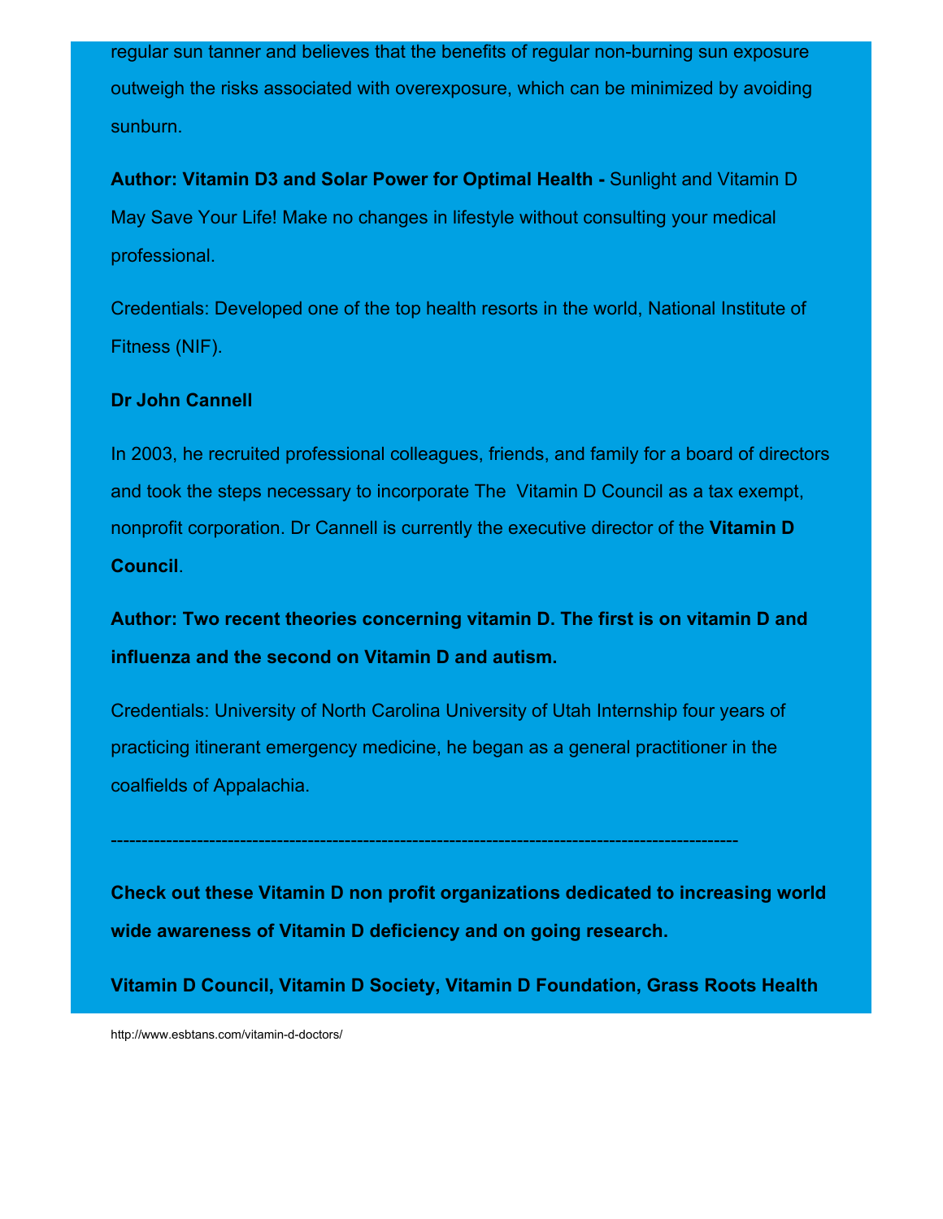regular sun tanner and believes that the benefits of regular non-burning sun exposure outweigh the risks associated with overexposure, which can be minimized by avoiding sunburn.

**Author: Vitamin D3 and Solar Power for Optimal Health -** Sunlight and Vitamin D May Save Your Life! Make no changes in lifestyle without consulting your medical professional.

Credentials: Developed one of the top health resorts in the world, National Institute of Fitness (NIF).

**Dr John Cannell**

In 2003, he recruited professional colleagues, friends, and family for a board of directors and took the steps necessary to incorporate The Vitamin D Council as a tax exempt, nonprofit corporation. Dr Cannell is currently the executive director of the **Vitamin D Council**.

**Author: Two recent theories concerning vitamin D. The first is on vitamin D and influenza and the second on Vitamin D and autism.**

Credentials: University of North Carolina University of Utah Internship four years of practicing itinerant emergency medicine, he began as a general practitioner in the coalfields of Appalachia.

---

**Check out these Vitamin D non profit organizations dedicated to increasing world wide awareness of Vitamin D deficiency and on going research.**

**Vitamin D Council, Vitamin D Society, Vitamin D Foundation, Grass Roots Health**

http://www.esbtans.com/vitamin-d-doctors/